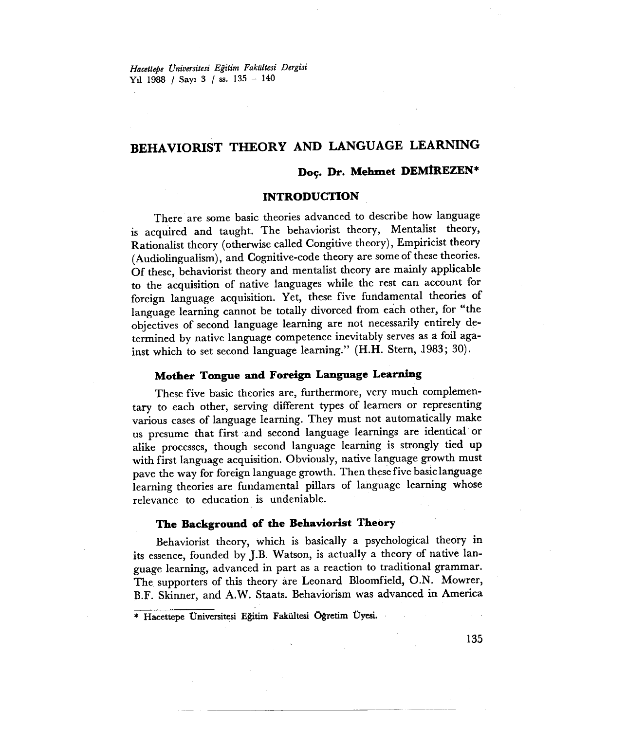# BEHAVIORIST THEORY AND LANGUAGE LEARNING

**Doç. Dr. Mehmet DEMİREZEN***

## INTRODUCTION

There are some basic theories advanced to describe how language is acquired and taught. The behaviorist theory, Mentalist theory, Rationalist theory (otherwise called Congitive theory), Empiricist theory (Audiolingualism), and Cognitive-code theory are some of these theories. Of these, behaviorist theory and mentalist theory are mainly applicable to the acquisition of native languages while the rest can account for foreign language acquisition. Yet, these five fundamental theories of language learning cannot be totally divorced from each other, for "the objectives of second language learning are not necessarily entirely determined by native language competence inevitably serves as a foil against which to set second language learning." (H.H. Stern, 1983; 30).

### Mother Tongue and Foreign Language Learning

These five basic theories are, furthermore, very much complementary to each other, serving different types of learners or representing various cases of language learning. They must not automatically make us presume that first and second language learnings are identical or alike processes, though second language learning is strongly tied up with first language acquisition. Obviously, native language growth must pave the way for foreign language growth. Then these five basic language learning theories are fundamental pillars of language learning whose relevance to education is undeniable.

### The Background of the Behaviorist Theory

Behaviorist theory, which is basically a psychological theory in its essence, founded by J.B. Watson, is actually a theory of native language learning, advanced in part as a reaction to traditional grammar. The supporters of this theory are Leonard Bloomfield, O.N. Mowrer, B.F. Skinner, and A.W. Staats. Behaviorism was advanced in America

---

* Hacettepe Üniversitesi Eğitim Fakültesi Öğretim Üyesi.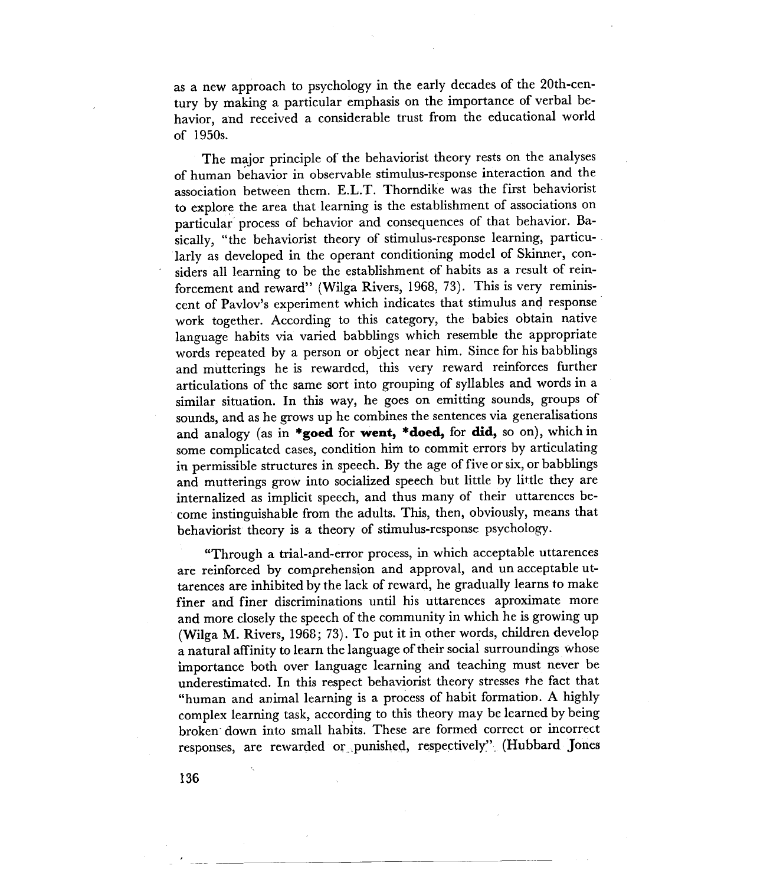as a new approach to psychology in the early decades of the 20th-century by making a particular emphasis on the importance of verbal behavior, and received a considerable trust from the educational world of 1950s.

The major principle of the behaviorist theory rests on the analyses of human behavior in observable stimulus-response interaction and the association between them. E.L.T. Thorndike was the first behaviorist to explore the area that learning is the establishment of associations on particular process of behavior and consequences of that behavior. Basically, "the behaviorist theory of stimulus-response learning, particularly as developed in the operant conditioning model of Skinner, considers all learning to be the establishment of habits as a result of reinforcement and reward" (Wilga Rivers, 1968, 73). This is very reminiscent of Pavlov's experiment which indicates that stimulus and response work together. According to this category, the babies obtain native language habits via varied babblings which resemble the appropriate words repeated by a person or object near him. Since for his babblings and mutterings he is rewarded, this very reward reinforces further articulations of the same sort into grouping of syllables and words in a similar situation. In this way, he goes on emitting sounds, groups of sounds, and as he grows up he combines the sentences via generalisations and analogy (as in **\*goed** for **went, \*doed,** for **did,** so on), which in some complicated cases, condition him to commit errors by articulating in permissible structures in speech. By the age of five or six, or babblings and mutterings grow into socialized speech but little by little they are internalized as implicit speech, and thus many of their utterences become instinguishable from the adults. This, then, obviously, means that behaviorist theory is a theory of stimulus-response psychology.

"Through a trial-and-error process, in which acceptable uttarences are reinforced by comprehension and approval, and un acceptable uttarences are inhibited by the lack of reward, he gradually learns to make finer and finer discriminations until his uttarences aproximate more and more closely the speech of the community in which he is growing up (Wilga M. Rivers, 1968; 73). To put it in other words, children develop a natural affinity to learn the language of their social surroundings whose importance both over language learning and teaching must never be underestimated. In this respect behaviorist theory stresses the fact that "human and animal learning is a process of habit formation. A highly complex learning task, according to this theory may be learned by being broken down into small habits. These are formed correct or incorrect responses, are rewarded or punished, respectively". (Hubbard Jones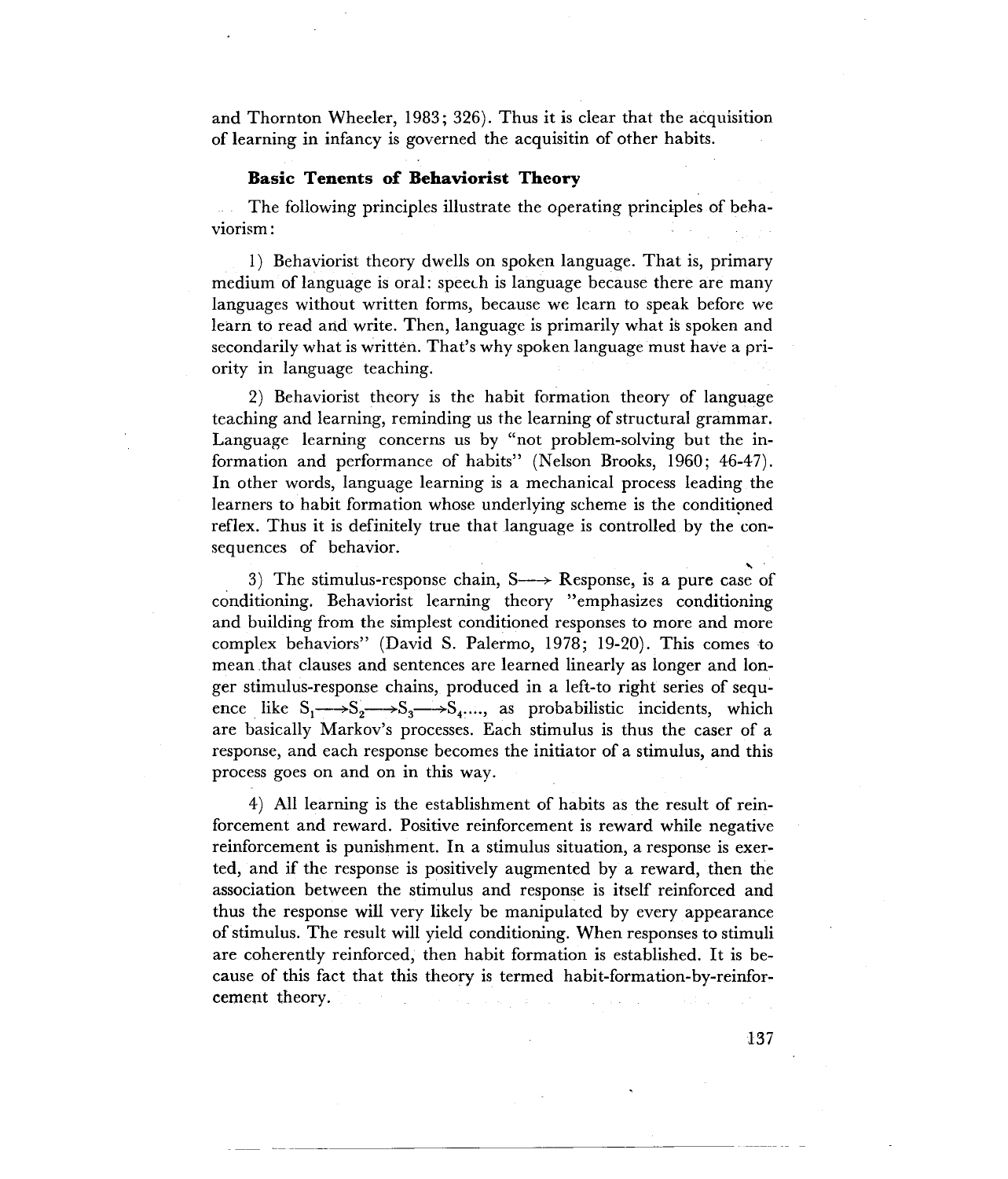and Thornton Wheeler, 1983; 326). Thus it is clear that the acquisition of learning in infancy is governed the acquisitin of other habits.

### Basic Tenents of Behaviorist Theory

The following principles illustrate the operating principles of behaviorism:

1) Behaviorist theory dwells on spoken language. That is, primary medium of language is oral: speech is language because there are many languages without written forms, because we learn to speak before we learn to read and write. Then, language is primarily what is spoken and secondarily what is written. That's why spoken language must have a priority in language teaching.

2) Behaviorist theory is the habit formation theory of language teaching and learning, reminding us the learning of structural grammar. Language learning concerns us by "not problem-solving but the information and performance of habits" (Nelson Brooks, 1960; 46-47). In other words, language learning is a mechanical process leading the learners to habit formation whose underlying scheme is the conditioned reflex. Thus it is definitely true that language is controlled by the consequences of behavior.

3) The stimulus-response chain, S⟶ Response, is a pure case of conditioning. Behaviorist learning theory "emphasizes conditioning and building from the simplest conditioned responses to more and more complex behaviors" (David S. Palermo, 1978; 19-20). This comes to mean that clauses and sentences are learned linearly as longer and longer stimulus-response chains, produced in a left-to right series of sequence like $S_1 \longrightarrow S_2 \longrightarrow S_3 \longrightarrow S_4 \ldots$, as probabilistic incidents, which are basically Markov's processes. Each stimulus is thus the caser of a response, and each response becomes the initiator of a stimulus, and this process goes on and on in this way.

4) All learning is the establishment of habits as the result of reinforcement and reward. Positive reinforcement is reward while negative reinforcement is punishment. In a stimulus situation, a response is exerted, and if the response is positively augmented by a reward, then the association between the stimulus and response is itself reinforced and thus the response will very likely be manipulated by every appearance of stimulus. The result will yield conditioning. When responses to stimuli are coherently reinforced, then habit formation is established. It is because of this fact that this theory is termed habit-formation-by-reinforcement theory.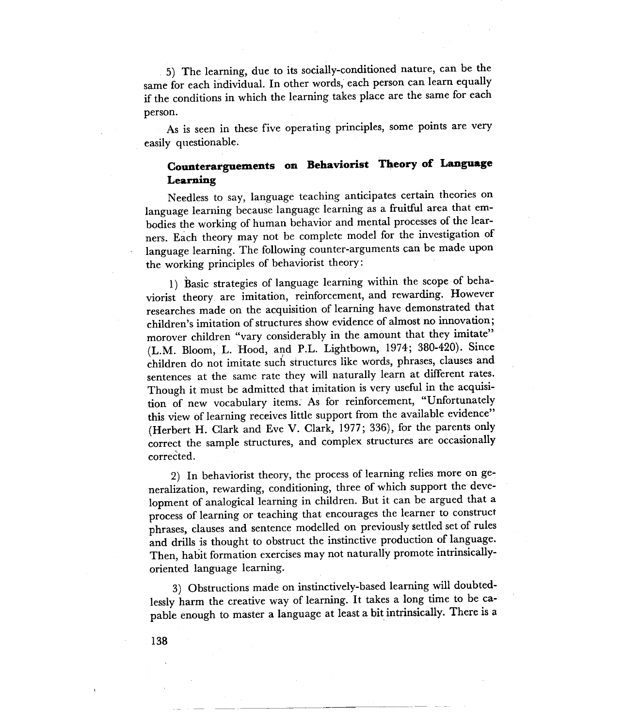5) The learning, due to its socially-conditioned nature, can be the same for each individual. In other words, each person can learn equally if the conditions in which the learning takes place are the same for each person.

As is seen in these five operating principles, some points are very easily questionable.

## Counterarguements on Behaviorist Theory of Language Learning

Needless to say, language teaching anticipates certain theories on language learning because language learning as a fruitful area that embodies the working of human behavior and mental processes of the learners. Each theory may not be complete model for the investigation of language learning. The following counter-arguments can be made upon the working principles of behaviorist theory:

1) Basic strategies of language learning within the scope of behaviorist theory are imitation, reinforcement, and rewarding. However researches made on the acquisition of learning have demonstrated that children's imitation of structures show evidence of almost no innovation; morover children "vary considerably in the amount that they imitate" (L.M. Bloom, L. Hood, and P.L. Lightbown, 1974; 380-420). Since children do not imitate such structures like words, phrases, clauses and sentences at the same rate they will naturally learn at different rates. Though it must be admitted that imitation is very useful in the acquisition of new vocabulary items. As for reinforcement, "Unfortunately this view of learning receives little support from the available evidence" (Herbert H. Clark and Eve V. Clark, 1977; 336), for the parents only correct the sample structures, and complex structures are occasionally corrected.

2) In behaviorist theory, the process of learning relies more on generalization, rewarding, conditioning, three of which support the development of analogical learning in children. But it can be argued that a process of learning or teaching that encourages the learner to construct phrases, clauses and sentence modelled on previously settled set of rules and drills is thought to obstruct the instinctive production of language. Then, habit formation exercises may not naturally promote intrinsically-oriented language learning.

3) Obstructions made on instinctively-based learning will doubtedlessly harm the creative way of learning. It takes a long time to be capable enough to master a language at least a bit intrinsically. There is a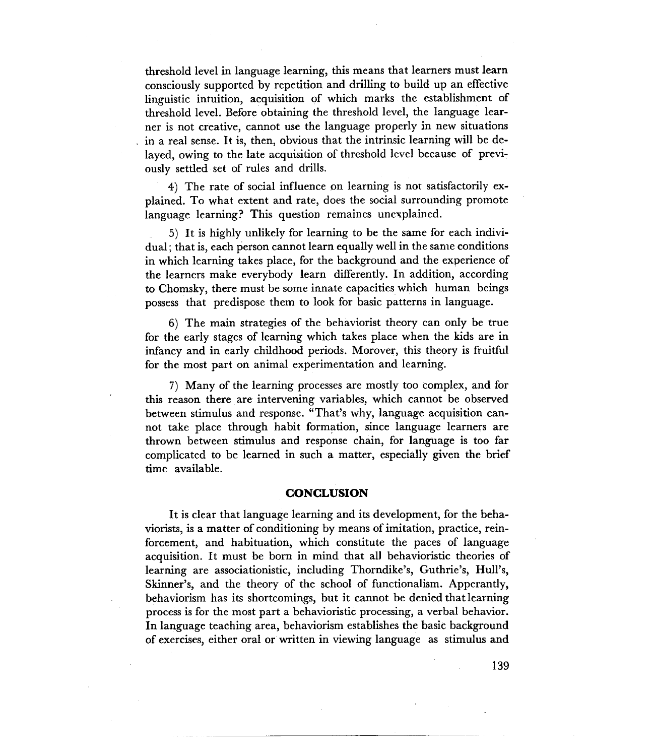threshold level in language learning, this means that learners must learn consciously supported by repetition and drilling to build up an effective linguistic intuition, acquisition of which marks the establishment of threshold level. Before obtaining the threshold level, the language learner is not creative, cannot use the language properly in new situations in a real sense. It is, then, obvious that the intrinsic learning will be delayed, owing to the late acquisition of threshold level because of previously settled set of rules and drills.

4) The rate of social influence on learning is not satisfactorily explained. To what extent and rate, does the social surrounding promote language learning? This question remaines unexplained.

5) It is highly unlikely for learning to be the same for each individual; that is, each person cannot learn equally well in the same conditions in which learning takes place, for the background and the experience of the learners make everybody learn differently. In addition, according to Chomsky, there must be some innate capacities which human beings possess that predispose them to look for basic patterns in language.

6) The main strategies of the behaviorist theory can only be true for the early stages of learning which takes place when the kids are in infancy and in early childhood periods. Morover, this theory is fruitful for the most part on animal experimentation and learning.

7) Many of the learning processes are mostly too complex, and for this reason there are intervening variables, which cannot be observed between stimulus and response. "That's why, language acquisition cannot take place through habit formation, since language learners are thrown between stimulus and response chain, for language is too far complicated to be learned in such a matter, especially given the brief time available.

## CONCLUSION

It is clear that language learning and its development, for the behaviorists, is a matter of conditioning by means of imitation, practice, reinforcement, and habituation, which constitute the paces of language acquisition. It must be born in mind that all behavioristic theories of learning are associationistic, including Thorndike's, Guthrie's, Hull's, Skinner's, and the theory of the school of functionalism. Apperantly, behaviorism has its shortcomings, but it cannot be denied that learning process is for the most part a behavioristic processing, a verbal behavior. In language teaching area, behaviorism establishes the basic background of exercises, either oral or written in viewing language as stimulus and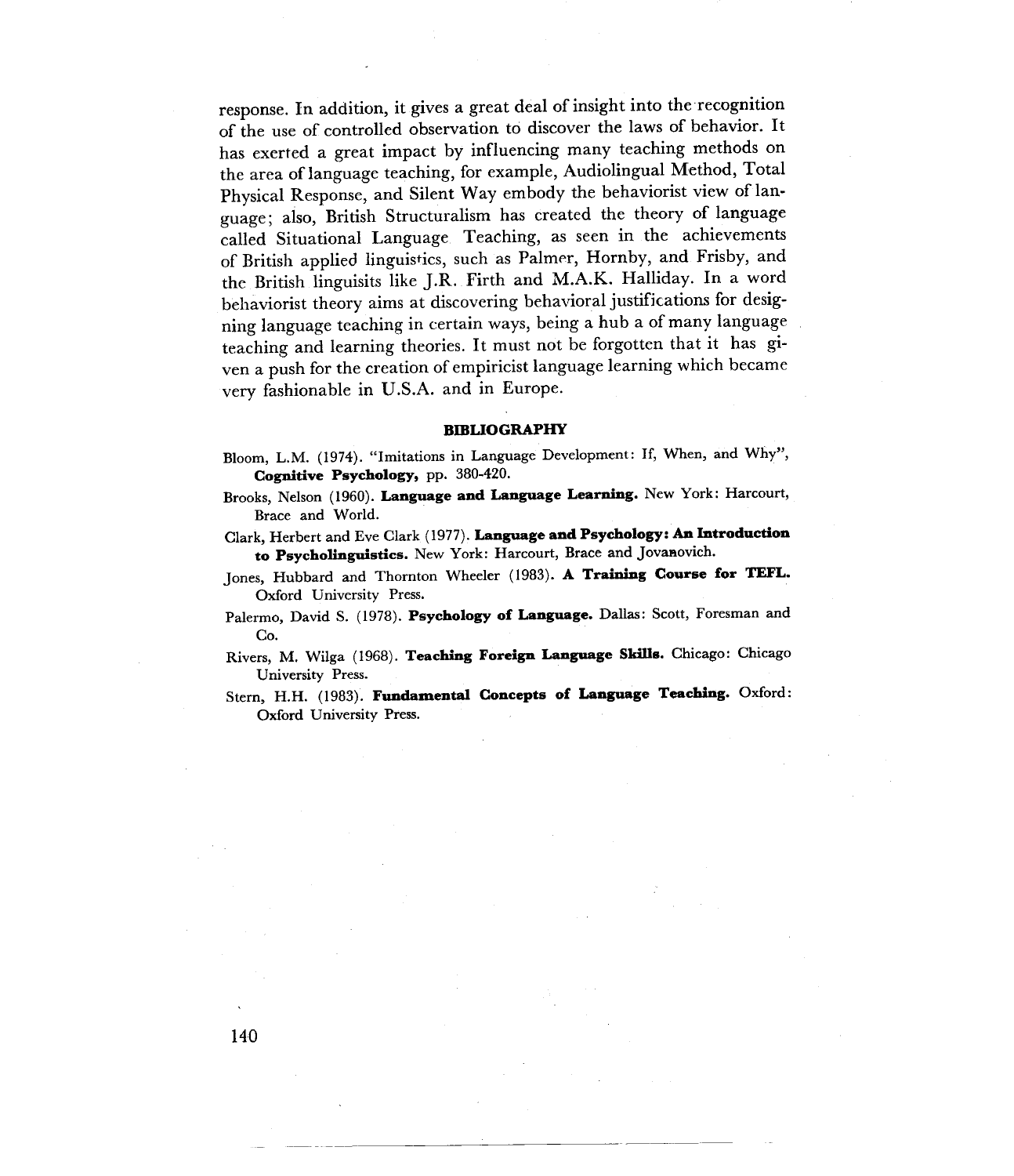response. In addition, it gives a great deal of insight into the recognition of the use of controlled observation to discover the laws of behavior. It has exerted a great impact by influencing many teaching methods on the area of language teaching, for example, Audiolingual Method, Total Physical Response, and Silent Way embody the behaviorist view of language; also, British Structuralism has created the theory of language called Situational Language Teaching, as seen in the achievements of British applied linguistics, such as Palmer, Hornby, and Frisby, and the British linguisits like J.R. Firth and M.A.K. Halliday. In a word behaviorist theory aims at discovering behavioral justifications for designing language teaching in certain ways, being a hub a of many language teaching and learning theories. It must not be forgotten that it has given a push for the creation of empiricist language learning which became very fashionable in U.S.A. and in Europe.

## BIBLIOGRAPHY

Bloom, L.M. (1974). "Imitations in Language Development: If, When, and Why", **Cognitive Psychology,** pp. 380-420.

Brooks, Nelson (1960). **Language and Language Learning.** New York: Harcourt, Brace and World.

Clark, Herbert and Eve Clark (1977). **Language and Psychology: An Introduction to Psycholinguistics.** New York: Harcourt, Brace and Jovanovich.

Jones, Hubbard and Thornton Wheeler (1983). **A Training Course for TEFL.** Oxford University Press.

Palermo, David S. (1978). **Psychology of Language.** Dallas: Scott, Foresman and Co.

Rivers, M. Wilga (1968). **Teaching Foreign Language Skills.** Chicago: Chicago University Press.

Stern, H.H. (1983). **Fundamental Concepts of Language Teaching.** Oxford: Oxford University Press.